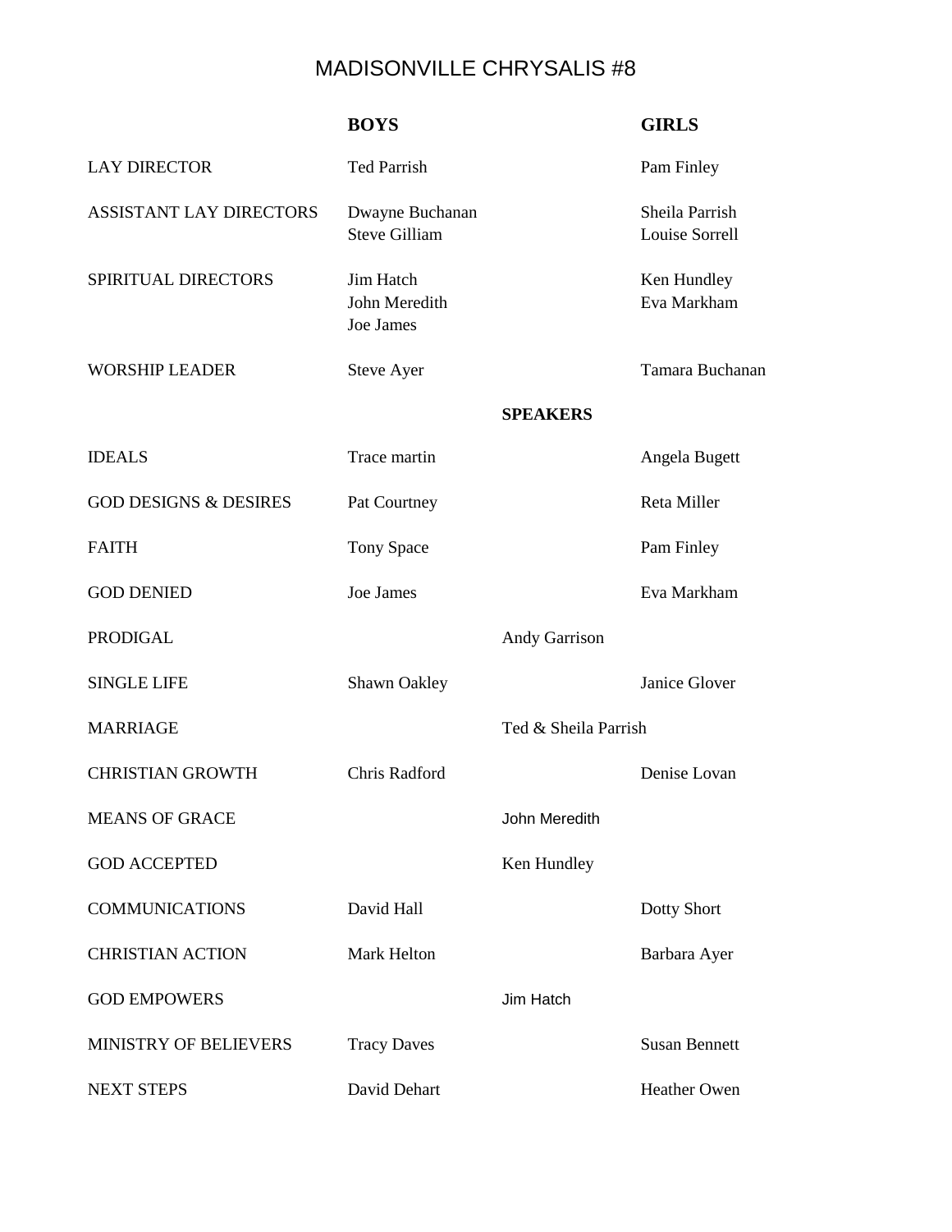# MADISONVILLE CHRYSALIS #8

| | BOYS | | GIRLS |
|---|---|---|---|
| LAY DIRECTOR | Ted Parrish | | Pam Finley |
| ASSISTANT LAY DIRECTORS | Dwayne Buchanan<br>Steve Gilliam | | Sheila Parrish<br>Louise Sorrell |
| SPIRITUAL DIRECTORS | Jim Hatch<br>John Meredith<br>Joe James | | Ken Hundley<br>Eva Markham |
| WORSHIP LEADER | Steve Ayer | | Tamara Buchanan |
| | | **SPEAKERS** | |
| IDEALS | Trace martin | | Angela Bugett |
| GOD DESIGNS & DESIRES | Pat Courtney | | Reta Miller |
| FAITH | Tony Space | | Pam Finley |
| GOD DENIED | Joe James | | Eva Markham |
| PRODIGAL | | Andy Garrison | |
| SINGLE LIFE | Shawn Oakley | | Janice Glover |
| MARRIAGE | | Ted & Sheila Parrish | |
| CHRISTIAN GROWTH | Chris Radford | | Denise Lovan |
| MEANS OF GRACE | | John Meredith | |
| GOD ACCEPTED | | Ken Hundley | |
| COMMUNICATIONS | David Hall | | Dotty Short |
| CHRISTIAN ACTION | Mark Helton | | Barbara Ayer |
| GOD EMPOWERS | | Jim Hatch | |
| MINISTRY OF BELIEVERS | Tracy Daves | | Susan Bennett |
| NEXT STEPS | David Dehart | | Heather Owen |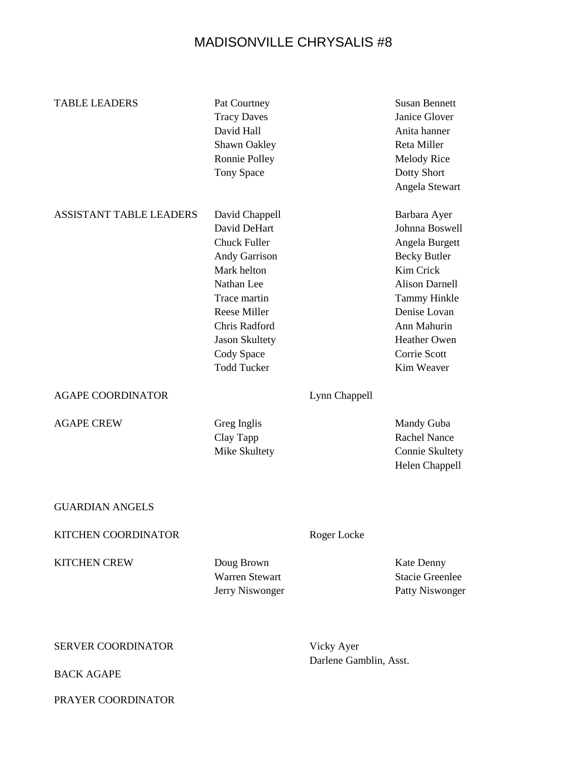# MADISONVILLE CHRYSALIS #8

| | | | |
|---|---|---|---|
| TABLE LEADERS | Pat Courtney | | Susan Bennett |
| | Tracy Daves | | Janice Glover |
| | David Hall | | Anita hanner |
| | Shawn Oakley | | Reta Miller |
| | Ronnie Polley | | Melody Rice |
| | Tony Space | | Dotty Short |
| | | | Angela Stewart |
| ASSISTANT TABLE LEADERS | David Chappell | | Barbara Ayer |
| | David DeHart | | Johnna Boswell |
| | Chuck Fuller | | Angela Burgett |
| | Andy Garrison | | Becky Butler |
| | Mark helton | | Kim Crick |
| | Nathan Lee | | Alison Darnell |
| | Trace martin | | Tammy Hinkle |
| | Reese Miller | | Denise Lovan |
| | Chris Radford | | Ann Mahurin |
| | Jason Skultety | | Heather Owen |
| | Cody Space | | Corrie Scott |
| | Todd Tucker | | Kim Weaver |
| AGAPE COORDINATOR | | Lynn Chappell | |
| AGAPE CREW | Greg Inglis | | Mandy Guba |
| | Clay Tapp | | Rachel Nance |
| | Mike Skultety | | Connie Skultety |
| | | | Helen Chappell |
| GUARDIAN ANGELS | | | |
| KITCHEN COORDINATOR | | Roger Locke | |
| KITCHEN CREW | Doug Brown | | Kate Denny |
| | Warren Stewart | | Stacie Greenlee |
| | Jerry Niswonger | | Patty Niswonger |
| SERVER COORDINATOR | | Vicky Ayer | |
| | | Darlene Gamblin, Asst. | |
| BACK AGAPE | | | |
| PRAYER COORDINATOR | | | |